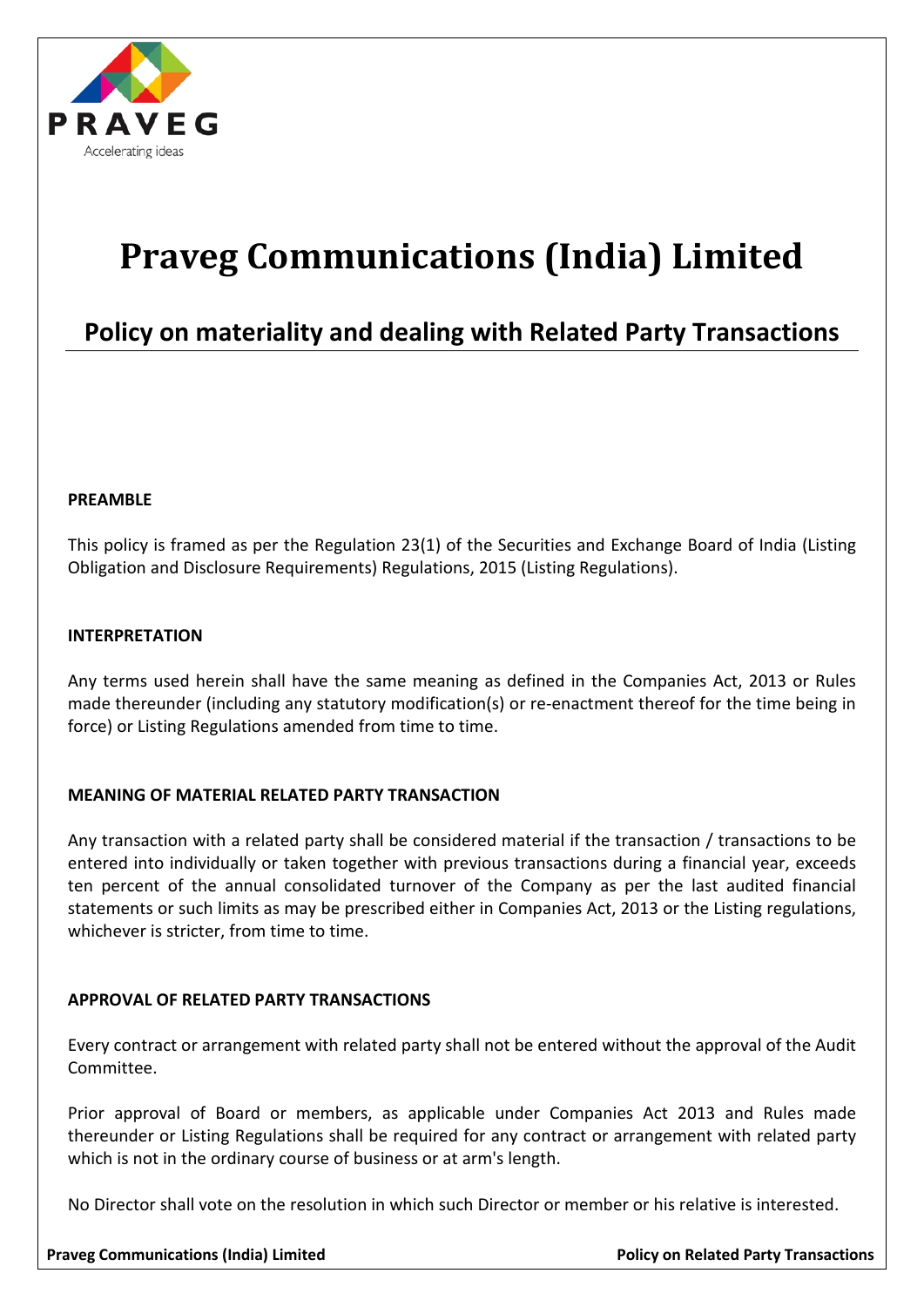PRAVEG

Accelerating ideas

# Praveg Communications (India) Limited

## Policy on materiality and dealing with Related Party Transactions

**PREAMBLE**

This policy is framed as per the Regulation 23(1) of the Securities and Exchange Board of India (Listing Obligation and Disclosure Requirements) Regulations, 2015 (Listing Regulations).

**INTERPRETATION**

Any terms used herein shall have the same meaning as defined in the Companies Act, 2013 or Rules made thereunder (including any statutory modification(s) or re-enactment thereof for the time being in force) or Listing Regulations amended from time to time.

**MEANING OF MATERIAL RELATED PARTY TRANSACTION**

Any transaction with a related party shall be considered material if the transaction / transactions to be entered into individually or taken together with previous transactions during a financial year, exceeds ten percent of the annual consolidated turnover of the Company as per the last audited financial statements or such limits as may be prescribed either in Companies Act, 2013 or the Listing regulations, whichever is stricter, from time to time.

**APPROVAL OF RELATED PARTY TRANSACTIONS**

Every contract or arrangement with related party shall not be entered without the approval of the Audit Committee.

Prior approval of Board or members, as applicable under Companies Act 2013 and Rules made thereunder or Listing Regulations shall be required for any contract or arrangement with related party which is not in the ordinary course of business or at arm's length.

No Director shall vote on the resolution in which such Director or member or his relative is interested.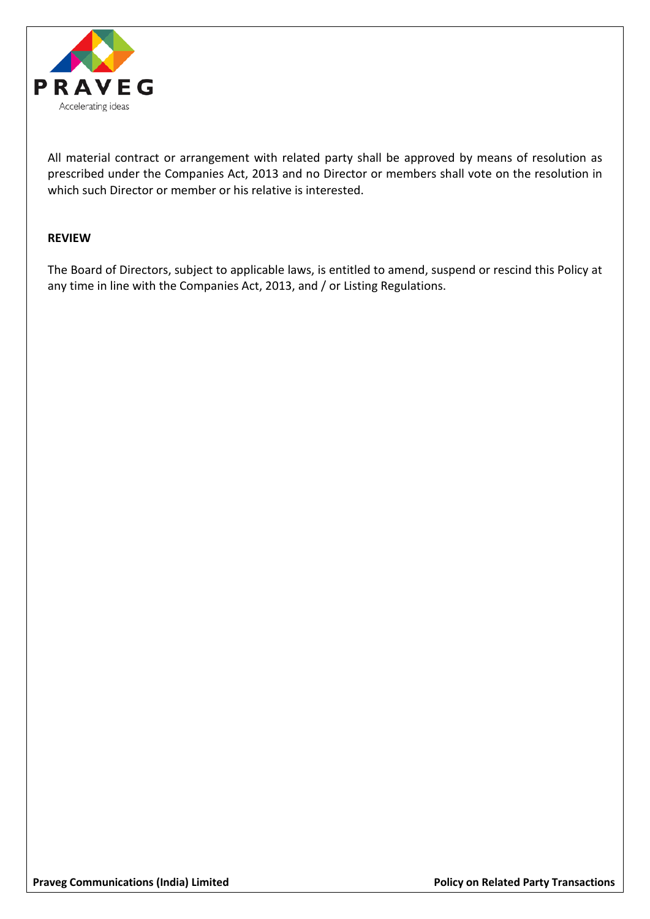All material contract or arrangement with related party shall be approved by means of resolution as prescribed under the Companies Act, 2013 and no Director or members shall vote on the resolution in which such Director or member or his relative is interested.

**REVIEW**

The Board of Directors, subject to applicable laws, is entitled to amend, suspend or rescind this Policy at any time in line with the Companies Act, 2013, and / or Listing Regulations.